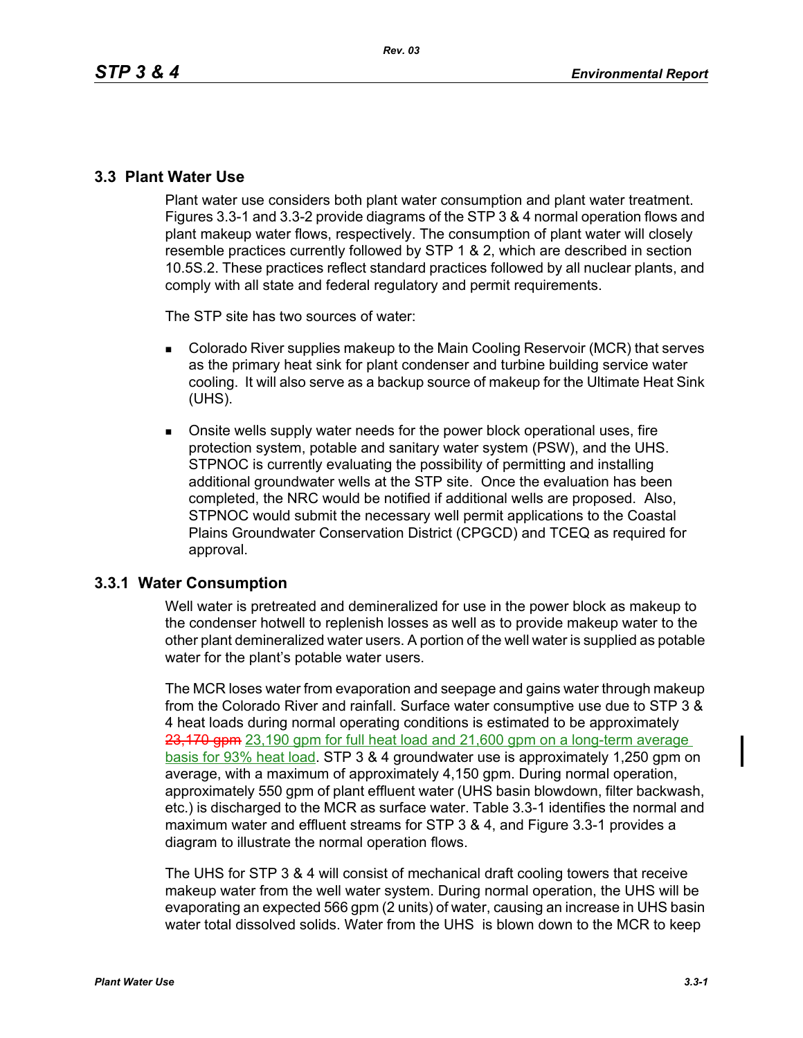## 3.3 Plant Water Use

Plant water use considers both plant water consumption and plant water treatment. Figures 3.3-1 and 3.3-2 provide diagrams of the STP 3 & 4 normal operation flows and plant makeup water flows, respectively. The consumption of plant water will closely resemble practices currently followed by STP 1 & 2, which are described in section 10.5S.2. These practices reflect standard practices followed by all nuclear plants, and comply with all state and federal regulatory and permit requirements.

The STP site has two sources of water:

- Colorado River supplies makeup to the Main Cooling Reservoir (MCR) that serves as the primary heat sink for plant condenser and turbine building service water cooling. It will also serve as a backup source of makeup for the Ultimate Heat Sink (UHS).
- Onsite wells supply water needs for the power block operational uses, fire protection system, potable and sanitary water system (PSW), and the UHS. STPNOC is currently evaluating the possibility of permitting and installing additional groundwater wells at the STP site. Once the evaluation has been completed, the NRC would be notified if additional wells are proposed. Also, STPNOC would submit the necessary well permit applications to the Coastal Plains Groundwater Conservation District (CPGCD) and TCEQ as required for approval.

### 3.3.1 Water Consumption

Well water is pretreated and demineralized for use in the power block as makeup to the condenser hotwell to replenish losses as well as to provide makeup water to the other plant demineralized water users. A portion of the well water is supplied as potable water for the plant's potable water users.

The MCR loses water from evaporation and seepage and gains water through makeup from the Colorado River and rainfall. Surface water consumptive use due to STP 3 & 4 heat loads during normal operating conditions is estimated to be approximately ~~23,170 gpm~~ 23,190 gpm for full heat load and 21,600 gpm on a long-term average basis for 93% heat load. STP 3 & 4 groundwater use is approximately 1,250 gpm on average, with a maximum of approximately 4,150 gpm. During normal operation, approximately 550 gpm of plant effluent water (UHS basin blowdown, filter backwash, etc.) is discharged to the MCR as surface water. Table 3.3-1 identifies the normal and maximum water and effluent streams for STP 3 & 4, and Figure 3.3-1 provides a diagram to illustrate the normal operation flows.

The UHS for STP 3 & 4 will consist of mechanical draft cooling towers that receive makeup water from the well water system. During normal operation, the UHS will be evaporating an expected 566 gpm (2 units) of water, causing an increase in UHS basin water total dissolved solids. Water from the UHS is blown down to the MCR to keep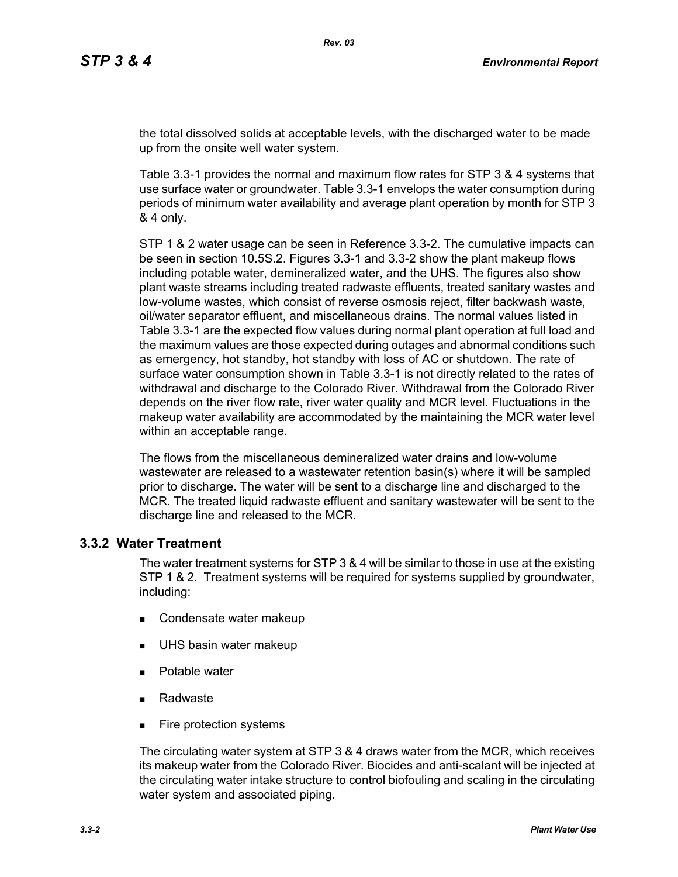the total dissolved solids at acceptable levels, with the discharged water to be made up from the onsite well water system.

Table 3.3-1 provides the normal and maximum flow rates for STP 3 & 4 systems that use surface water or groundwater. Table 3.3-1 envelops the water consumption during periods of minimum water availability and average plant operation by month for STP 3 & 4 only.

STP 1 & 2 water usage can be seen in Reference 3.3-2. The cumulative impacts can be seen in section 10.5S.2. Figures 3.3-1 and 3.3-2 show the plant makeup flows including potable water, demineralized water, and the UHS. The figures also show plant waste streams including treated radwaste effluents, treated sanitary wastes and low-volume wastes, which consist of reverse osmosis reject, filter backwash waste, oil/water separator effluent, and miscellaneous drains. The normal values listed in Table 3.3-1 are the expected flow values during normal plant operation at full load and the maximum values are those expected during outages and abnormal conditions such as emergency, hot standby, hot standby with loss of AC or shutdown. The rate of surface water consumption shown in Table 3.3-1 is not directly related to the rates of withdrawal and discharge to the Colorado River. Withdrawal from the Colorado River depends on the river flow rate, river water quality and MCR level. Fluctuations in the makeup water availability are accommodated by the maintaining the MCR water level within an acceptable range.

The flows from the miscellaneous demineralized water drains and low-volume wastewater are released to a wastewater retention basin(s) where it will be sampled prior to discharge. The water will be sent to a discharge line and discharged to the MCR. The treated liquid radwaste effluent and sanitary wastewater will be sent to the discharge line and released to the MCR.

### 3.3.2 Water Treatment

The water treatment systems for STP 3 & 4 will be similar to those in use at the existing STP 1 & 2. Treatment systems will be required for systems supplied by groundwater, including:

- Condensate water makeup
- UHS basin water makeup
- Potable water
- Radwaste
- Fire protection systems

The circulating water system at STP 3 & 4 draws water from the MCR, which receives its makeup water from the Colorado River. Biocides and anti-scalant will be injected at the circulating water intake structure to control biofouling and scaling in the circulating water system and associated piping.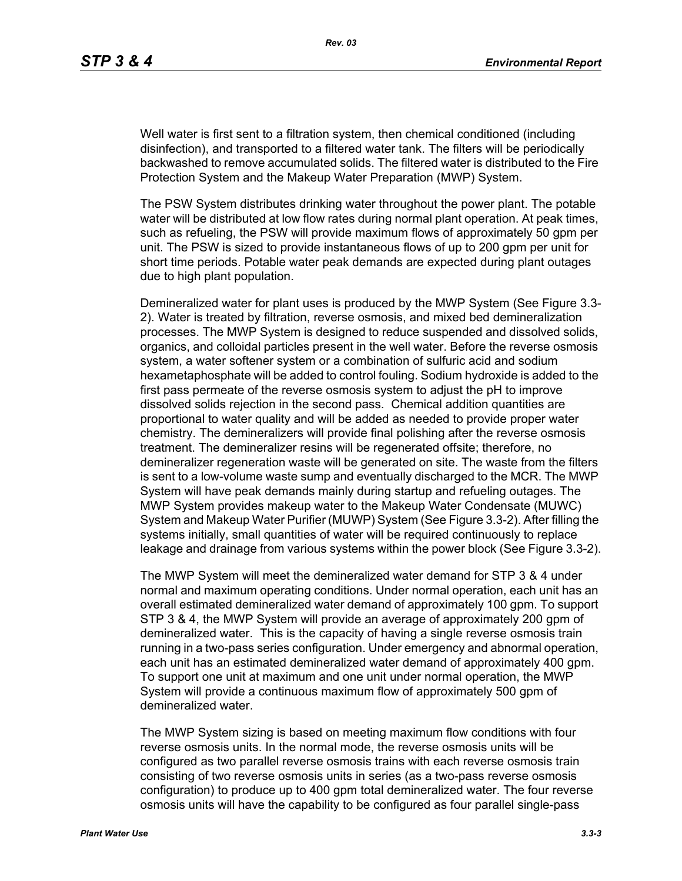Well water is first sent to a filtration system, then chemical conditioned (including disinfection), and transported to a filtered water tank. The filters will be periodically backwashed to remove accumulated solids. The filtered water is distributed to the Fire Protection System and the Makeup Water Preparation (MWP) System.

The PSW System distributes drinking water throughout the power plant. The potable water will be distributed at low flow rates during normal plant operation. At peak times, such as refueling, the PSW will provide maximum flows of approximately 50 gpm per unit. The PSW is sized to provide instantaneous flows of up to 200 gpm per unit for short time periods. Potable water peak demands are expected during plant outages due to high plant population.

Demineralized water for plant uses is produced by the MWP System (See Figure 3.3-2). Water is treated by filtration, reverse osmosis, and mixed bed demineralization processes. The MWP System is designed to reduce suspended and dissolved solids, organics, and colloidal particles present in the well water. Before the reverse osmosis system, a water softener system or a combination of sulfuric acid and sodium hexametaphosphate will be added to control fouling. Sodium hydroxide is added to the first pass permeate of the reverse osmosis system to adjust the pH to improve dissolved solids rejection in the second pass. Chemical addition quantities are proportional to water quality and will be added as needed to provide proper water chemistry. The demineralizers will provide final polishing after the reverse osmosis treatment. The demineralizer resins will be regenerated offsite; therefore, no demineralizer regeneration waste will be generated on site. The waste from the filters is sent to a low-volume waste sump and eventually discharged to the MCR. The MWP System will have peak demands mainly during startup and refueling outages. The MWP System provides makeup water to the Makeup Water Condensate (MUWC) System and Makeup Water Purifier (MUWP) System (See Figure 3.3-2). After filling the systems initially, small quantities of water will be required continuously to replace leakage and drainage from various systems within the power block (See Figure 3.3-2).

The MWP System will meet the demineralized water demand for STP 3 & 4 under normal and maximum operating conditions. Under normal operation, each unit has an overall estimated demineralized water demand of approximately 100 gpm. To support STP 3 & 4, the MWP System will provide an average of approximately 200 gpm of demineralized water. This is the capacity of having a single reverse osmosis train running in a two-pass series configuration. Under emergency and abnormal operation, each unit has an estimated demineralized water demand of approximately 400 gpm. To support one unit at maximum and one unit under normal operation, the MWP System will provide a continuous maximum flow of approximately 500 gpm of demineralized water.

The MWP System sizing is based on meeting maximum flow conditions with four reverse osmosis units. In the normal mode, the reverse osmosis units will be configured as two parallel reverse osmosis trains with each reverse osmosis train consisting of two reverse osmosis units in series (as a two-pass reverse osmosis configuration) to produce up to 400 gpm total demineralized water. The four reverse osmosis units will have the capability to be configured as four parallel single-pass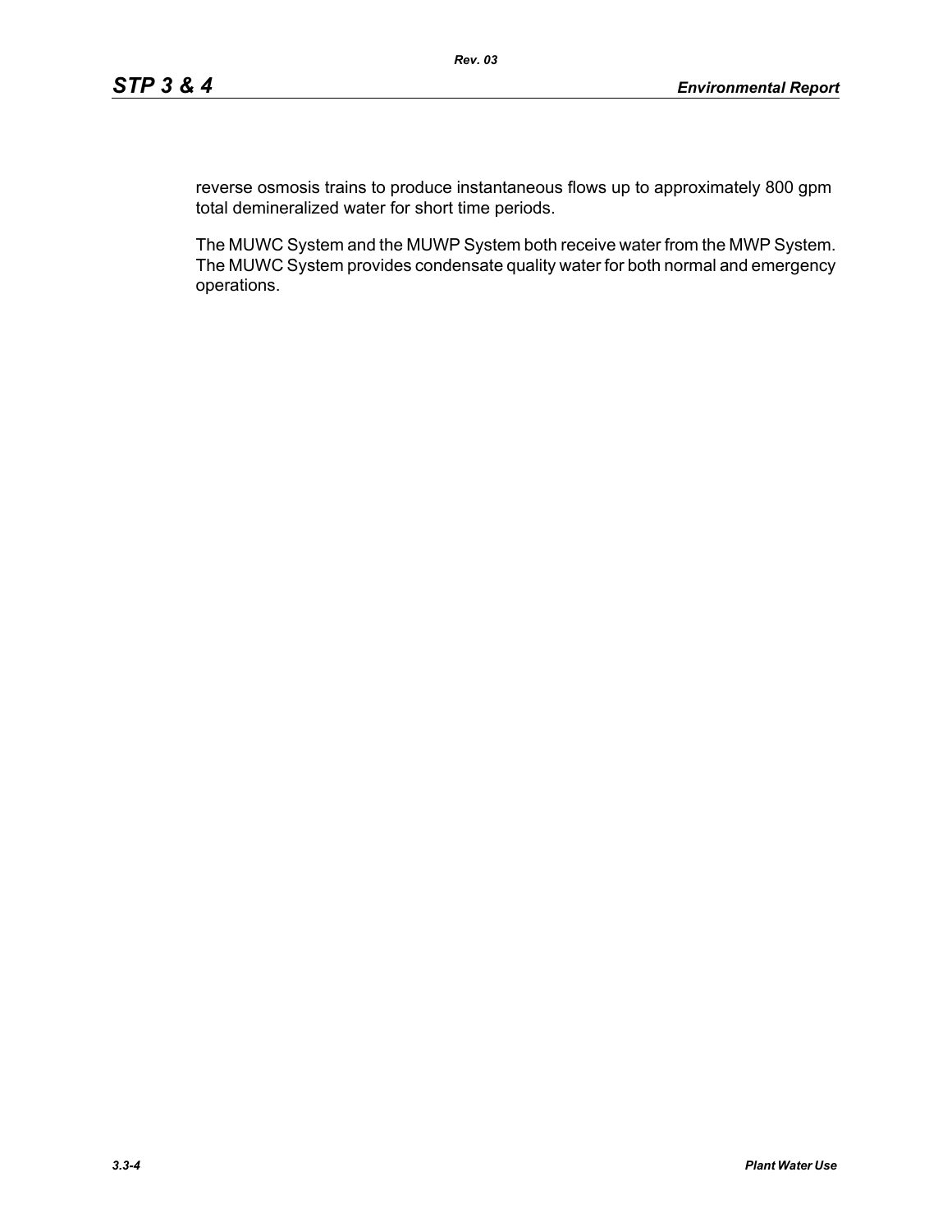reverse osmosis trains to produce instantaneous flows up to approximately 800 gpm total demineralized water for short time periods.

The MUWC System and the MUWP System both receive water from the MWP System. The MUWC System provides condensate quality water for both normal and emergency operations.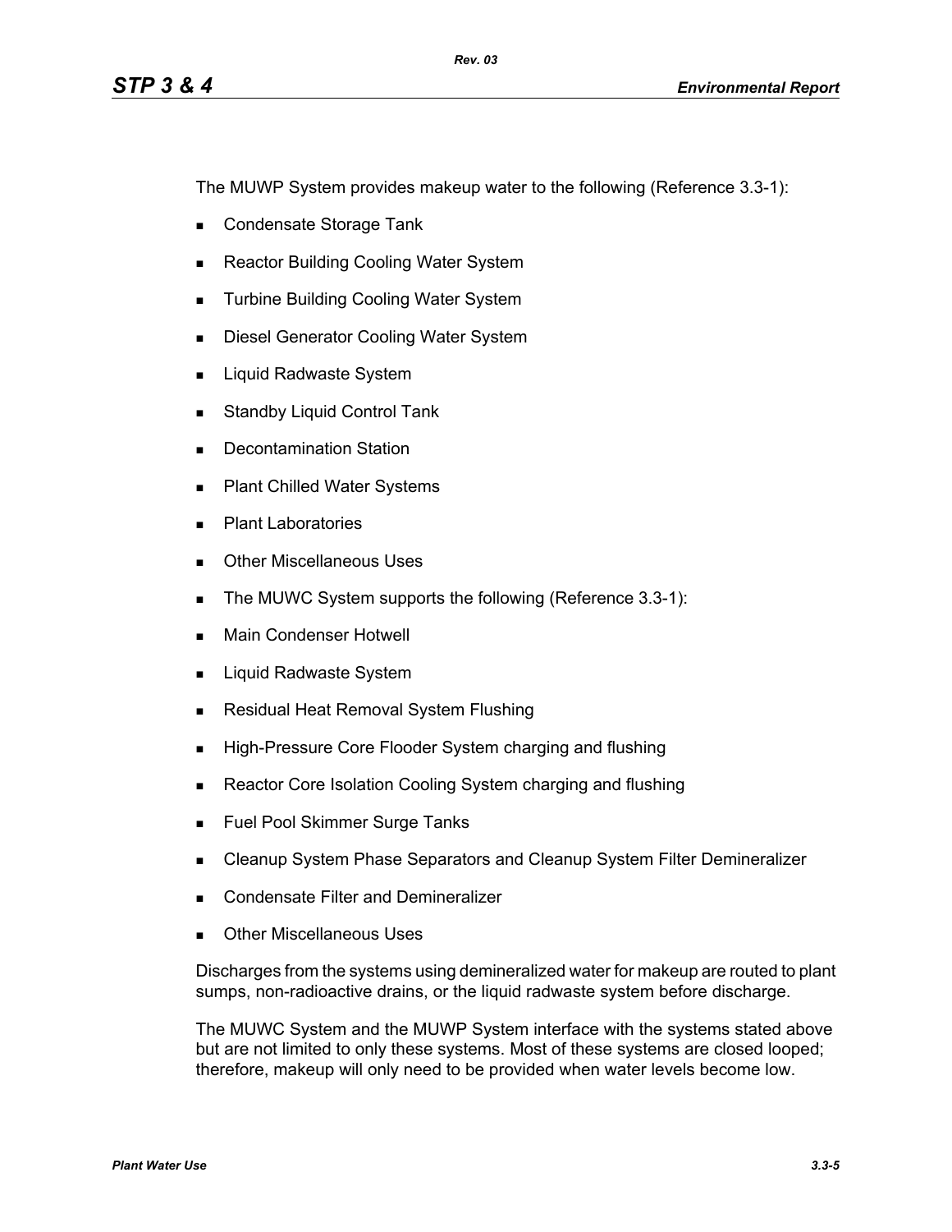The MUWP System provides makeup water to the following (Reference 3.3-1):

- Condensate Storage Tank
- Reactor Building Cooling Water System
- Turbine Building Cooling Water System
- Diesel Generator Cooling Water System
- Liquid Radwaste System
- Standby Liquid Control Tank
- Decontamination Station
- Plant Chilled Water Systems
- Plant Laboratories
- Other Miscellaneous Uses
- The MUWC System supports the following (Reference 3.3-1):
- Main Condenser Hotwell
- Liquid Radwaste System
- Residual Heat Removal System Flushing
- High-Pressure Core Flooder System charging and flushing
- Reactor Core Isolation Cooling System charging and flushing
- Fuel Pool Skimmer Surge Tanks
- Cleanup System Phase Separators and Cleanup System Filter Demineralizer
- Condensate Filter and Demineralizer
- Other Miscellaneous Uses

Discharges from the systems using demineralized water for makeup are routed to plant sumps, non-radioactive drains, or the liquid radwaste system before discharge.

The MUWC System and the MUWP System interface with the systems stated above but are not limited to only these systems. Most of these systems are closed looped; therefore, makeup will only need to be provided when water levels become low.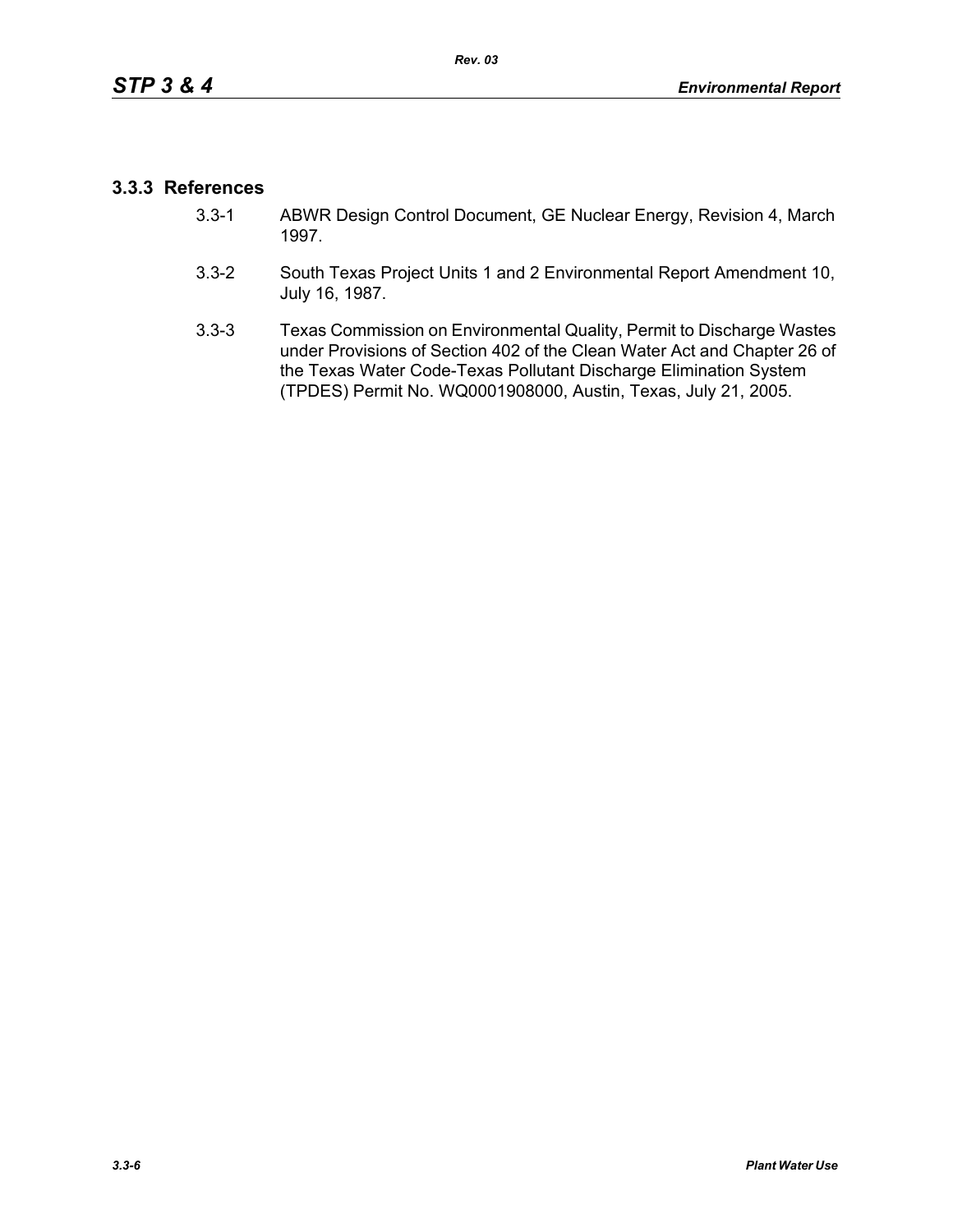### 3.3.3 References

3.3-1 ABWR Design Control Document, GE Nuclear Energy, Revision 4, March 1997.

3.3-2 South Texas Project Units 1 and 2 Environmental Report Amendment 10, July 16, 1987.

3.3-3 Texas Commission on Environmental Quality, Permit to Discharge Wastes under Provisions of Section 402 of the Clean Water Act and Chapter 26 of the Texas Water Code-Texas Pollutant Discharge Elimination System (TPDES) Permit No. WQ0001908000, Austin, Texas, July 21, 2005.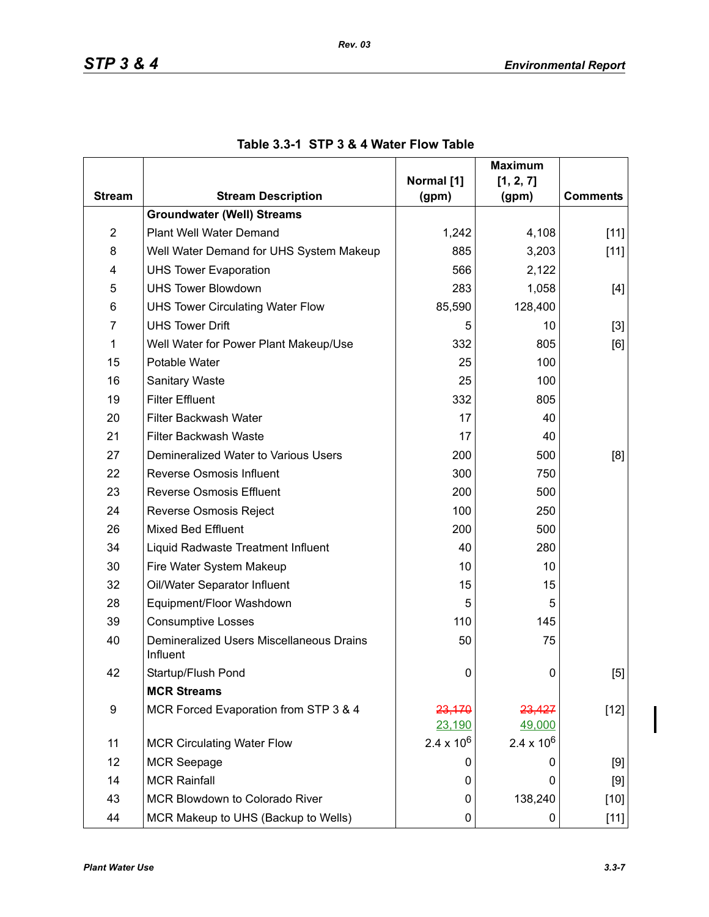Table 3.3-1 STP 3 & 4 Water Flow Table

| Stream | Stream Description | Normal [1] (gpm) | Maximum [1, 2, 7] (gpm) | Comments |
|---|---|---|---|---|
| | **Groundwater (Well) Streams** | | | |
| 2 | Plant Well Water Demand | 1,242 | 4,108 | [11] |
| 8 | Well Water Demand for UHS System Makeup | 885 | 3,203 | [11] |
| 4 | UHS Tower Evaporation | 566 | 2,122 | |
| 5 | UHS Tower Blowdown | 283 | 1,058 | [4] |
| 6 | UHS Tower Circulating Water Flow | 85,590 | 128,400 | |
| 7 | UHS Tower Drift | 5 | 10 | [3] |
| 1 | Well Water for Power Plant Makeup/Use | 332 | 805 | [6] |
| 15 | Potable Water | 25 | 100 | |
| 16 | Sanitary Waste | 25 | 100 | |
| 19 | Filter Effluent | 332 | 805 | |
| 20 | Filter Backwash Water | 17 | 40 | |
| 21 | Filter Backwash Waste | 17 | 40 | |
| 27 | Demineralized Water to Various Users | 200 | 500 | [8] |
| 22 | Reverse Osmosis Influent | 300 | 750 | |
| 23 | Reverse Osmosis Effluent | 200 | 500 | |
| 24 | Reverse Osmosis Reject | 100 | 250 | |
| 26 | Mixed Bed Effluent | 200 | 500 | |
| 34 | Liquid Radwaste Treatment Influent | 40 | 280 | |
| 30 | Fire Water System Makeup | 10 | 10 | |
| 32 | Oil/Water Separator Influent | 15 | 15 | |
| 28 | Equipment/Floor Washdown | 5 | 5 | |
| 39 | Consumptive Losses | 110 | 145 | |
| 40 | Demineralized Users Miscellaneous Drains Influent | 50 | 75 | |
| 42 | Startup/Flush Pond | 0 | 0 | [5] |
| | **MCR Streams** | | | |
| 9 | MCR Forced Evaporation from STP 3 & 4 | ~~23,170~~ 23,190 | ~~23,427~~ 49,000 | [12] |
| 11 | MCR Circulating Water Flow | $2.4 \times 10^6$ | $2.4 \times 10^6$ | |
| 12 | MCR Seepage | 0 | 0 | [9] |
| 14 | MCR Rainfall | 0 | 0 | [9] |
| 43 | MCR Blowdown to Colorado River | 0 | 138,240 | [10] |
| 44 | MCR Makeup to UHS (Backup to Wells) | 0 | 0 | [11] |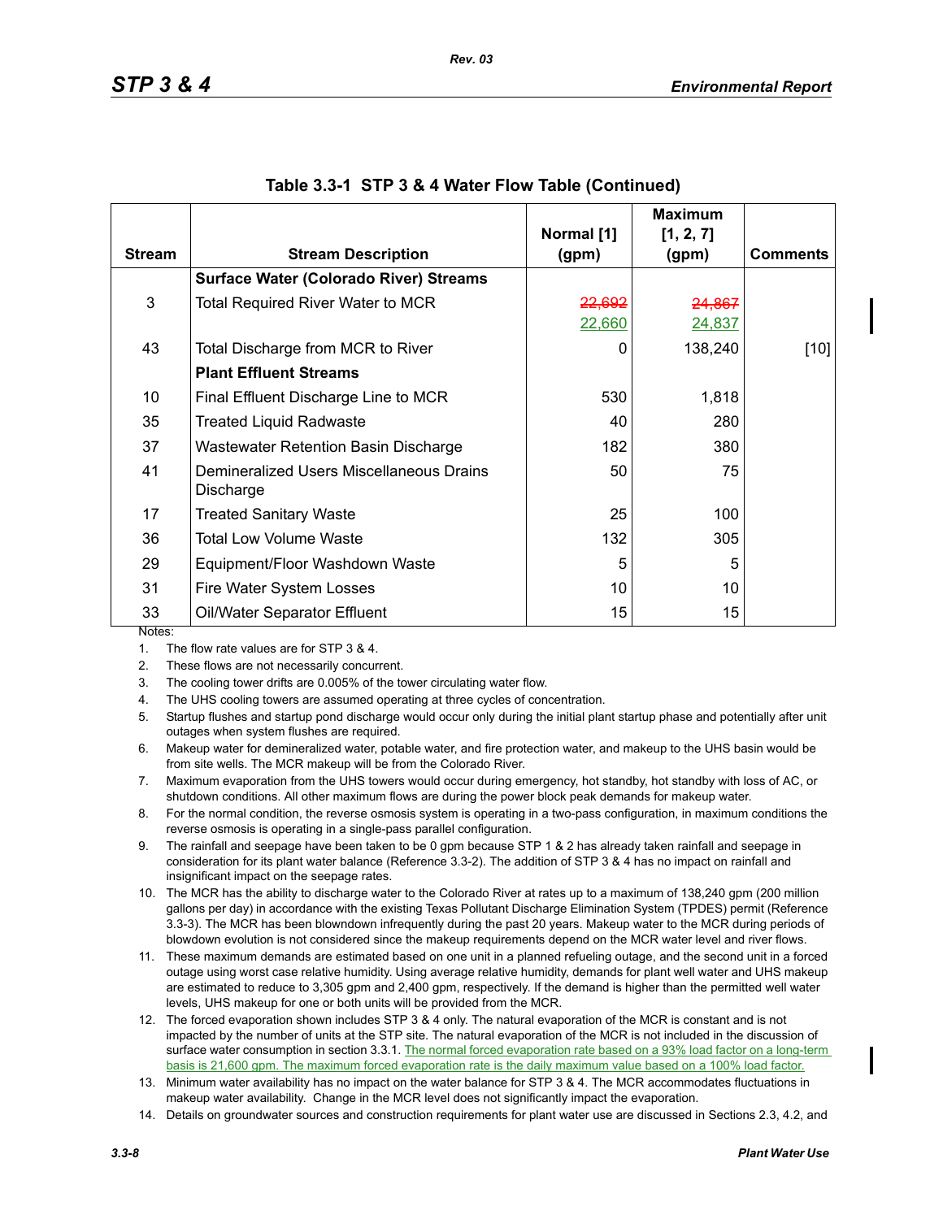**Table 3.3-1 STP 3 & 4 Water Flow Table (Continued)**

| Stream | Stream Description | Normal [1] (gpm) | Maximum [1, 2, 7] (gpm) | Comments |
|---|---|---|---|---|
| | **Surface Water (Colorado River) Streams** | | | |
| 3 | Total Required River Water to MCR | ~~22,692~~ 22,660 | ~~24,867~~ 24,837 | |
| 43 | Total Discharge from MCR to River | 0 | 138,240 | [10] |
| | **Plant Effluent Streams** | | | |
| 10 | Final Effluent Discharge Line to MCR | 530 | 1,818 | |
| 35 | Treated Liquid Radwaste | 40 | 280 | |
| 37 | Wastewater Retention Basin Discharge | 182 | 380 | |
| 41 | Demineralized Users Miscellaneous Drains Discharge | 50 | 75 | |
| 17 | Treated Sanitary Waste | 25 | 100 | |
| 36 | Total Low Volume Waste | 132 | 305 | |
| 29 | Equipment/Floor Washdown Waste | 5 | 5 | |
| 31 | Fire Water System Losses | 10 | 10 | |
| 33 | Oil/Water Separator Effluent | 15 | 15 | |

Notes:

1. The flow rate values are for STP 3 & 4.
2. These flows are not necessarily concurrent.
3. The cooling tower drifts are 0.005% of the tower circulating water flow.
4. The UHS cooling towers are assumed operating at three cycles of concentration.
5. Startup flushes and startup pond discharge would occur only during the initial plant startup phase and potentially after unit outages when system flushes are required.
6. Makeup water for demineralized water, potable water, and fire protection water, and makeup to the UHS basin would be from site wells. The MCR makeup will be from the Colorado River.
7. Maximum evaporation from the UHS towers would occur during emergency, hot standby, hot standby with loss of AC, or shutdown conditions. All other maximum flows are during the power block peak demands for makeup water.
8. For the normal condition, the reverse osmosis system is operating in a two-pass configuration, in maximum conditions the reverse osmosis is operating in a single-pass parallel configuration.
9. The rainfall and seepage have been taken to be 0 gpm because STP 1 & 2 has already taken rainfall and seepage in consideration for its plant water balance (Reference 3.3-2). The addition of STP 3 & 4 has no impact on rainfall and insignificant impact on the seepage rates.
10. The MCR has the ability to discharge water to the Colorado River at rates up to a maximum of 138,240 gpm (200 million gallons per day) in accordance with the existing Texas Pollutant Discharge Elimination System (TPDES) permit (Reference 3.3-3). The MCR has been blowndown infrequently during the past 20 years. Makeup water to the MCR during periods of blowdown evolution is not considered since the makeup requirements depend on the MCR water level and river flows.
11. These maximum demands are estimated based on one unit in a planned refueling outage, and the second unit in a forced outage using worst case relative humidity. Using average relative humidity, demands for plant well water and UHS makeup are estimated to reduce to 3,305 gpm and 2,400 gpm, respectively. If the demand is higher than the permitted well water levels, UHS makeup for one or both units will be provided from the MCR.
12. The forced evaporation shown includes STP 3 & 4 only. The natural evaporation of the MCR is constant and is not impacted by the number of units at the STP site. The natural evaporation of the MCR is not included in the discussion of surface water consumption in section 3.3.1. The normal forced evaporation rate based on a 93% load factor on a long-term basis is 21,600 gpm. The maximum forced evaporation rate is the daily maximum value based on a 100% load factor.
13. Minimum water availability has no impact on the water balance for STP 3 & 4. The MCR accommodates fluctuations in makeup water availability. Change in the MCR level does not significantly impact the evaporation.
14. Details on groundwater sources and construction requirements for plant water use are discussed in Sections 2.3, 4.2, and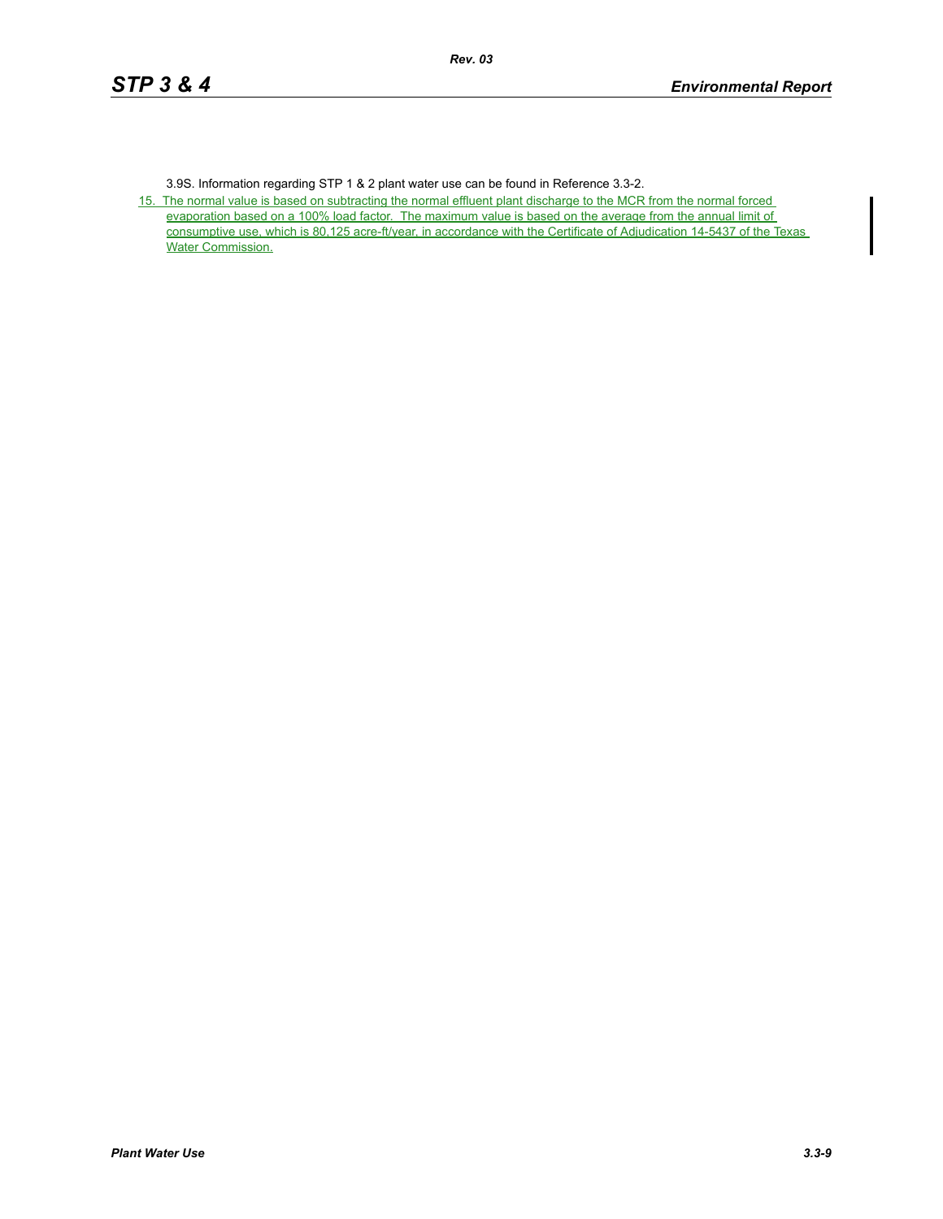3.9S. Information regarding STP 1 & 2 plant water use can be found in Reference 3.3-2.

15. The normal value is based on subtracting the normal effluent plant discharge to the MCR from the normal forced evaporation based on a 100% load factor. The maximum value is based on the average from the annual limit of consumptive use, which is 80,125 acre-ft/year, in accordance with the Certificate of Adjudication 14-5437 of the Texas Water Commission.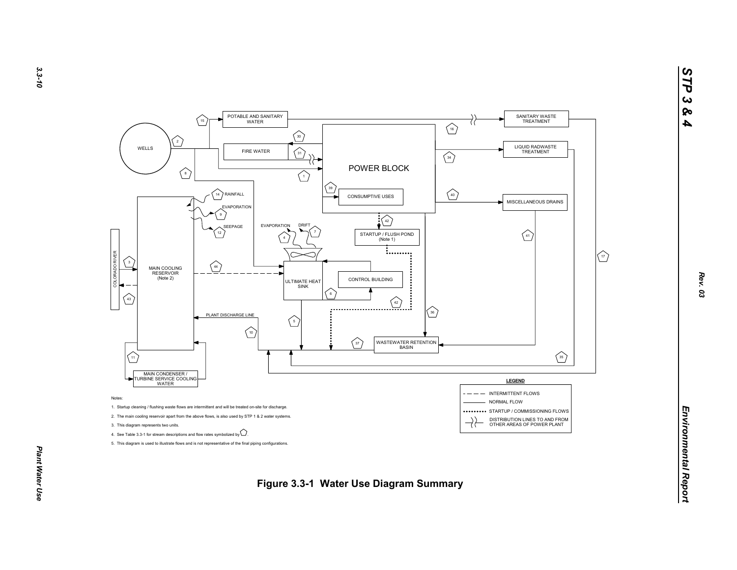WELLS

POTABLE AND SANITARY WATER

FIRE WATER

POWER BLOCK

CONSUMPTIVE USES

SANITARY WASTE TREATMENT

LIQUID RADWASTE TREATMENT

MISCELLANEOUS DRAINS

STARTUP / FLUSH POND (Note 1)

COLORADO RIVER

MAIN COOLING RESERVOIR (Note 2)

RAINFALL

EVAPORATION

SEEPAGE

EVAPORATION

DRIFT

ULTIMATE HEAT SINK

CONTROL BUILDING

PLANT DISCHARGE LINE

WASTEWATER RETENTION BASIN

MAIN CONDENSER / TURBINE SERVICE COOLING WATER

1, 2, 3, 4, 5, 6, 7, 8, 9, 10, 11, 12, 14, 15, 16, 17, 30, 31, 34, 35, 36, 37, 39, 40, 41, 42, 43, 44

**LEGEND**

- INTERMITTENT FLOWS
- NORMAL FLOW
- STARTUP / COMMISSIONING FLOWS
- DISTRIBUTION LINES TO AND FROM OTHER AREAS OF POWER PLANT

Notes:

1. Startup cleaning / flushing waste flows are intermittent and will be treated on-site for discharge.
2. The main cooling reservoir apart from the above flows, is also used by STP 1 & 2 water systems.
3. This diagram represents two units.
4. See Table 3.3-1 for stream descriptions and flow rates symbolized by ⬠.
5. This diagram is used to illustrate flows and is not representative of the final piping configurations.

**Figure 3.3-1 Water Use Diagram Summary**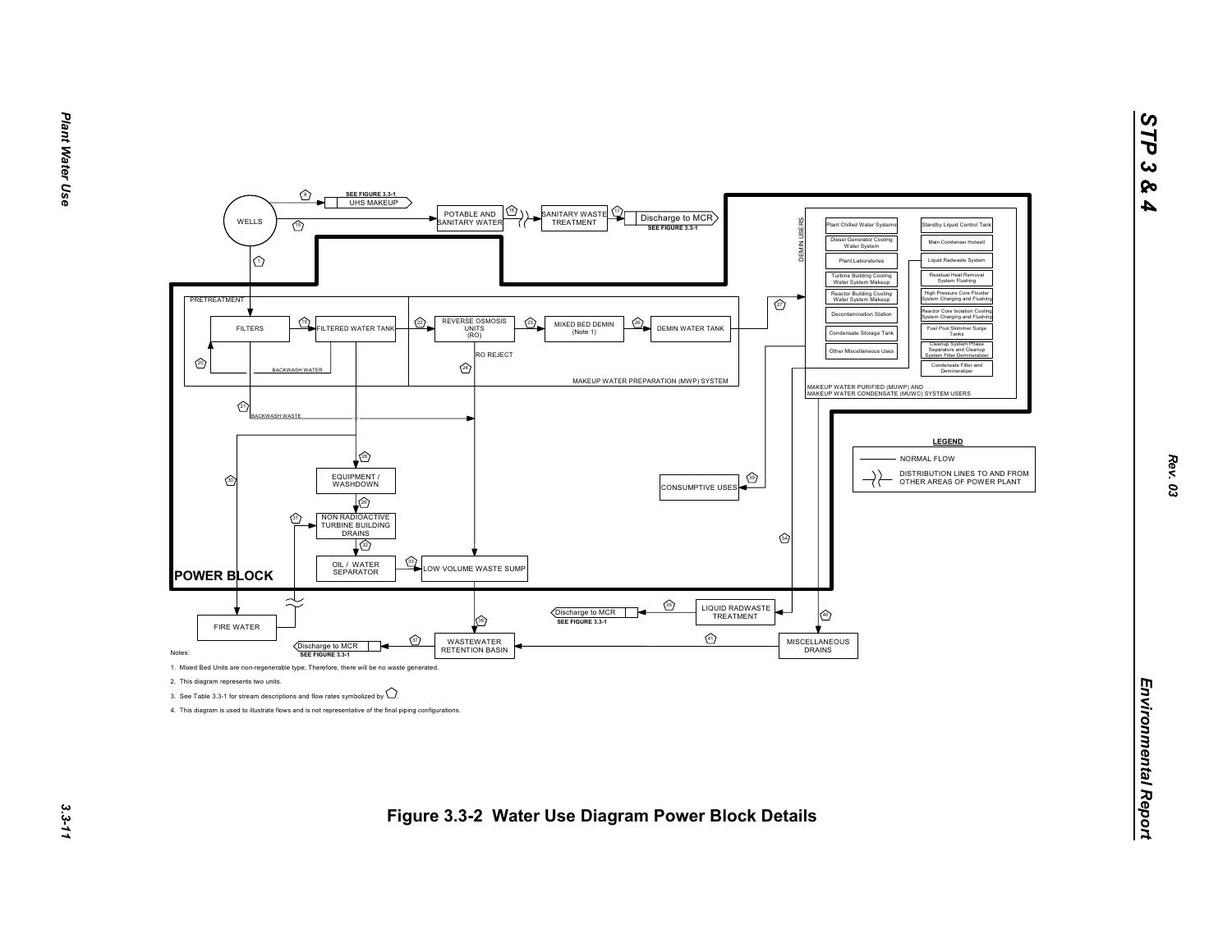WELLS

SEE FIGURE 3.3-1

UHS MAKEUP

POTABLE AND SANITARY WATER

SANITARY WASTE TREATMENT

Discharge to MCR

SEE FIGURE 3.3-1

PRETREATMENT

FILTERS

FILTERED WATER TANK

BACKWASH WATER

REVERSE OSMOSIS UNITS (RO)

MIXED BED DEMIN (Note 1)

DEMIN WATER TANK

RO REJECT

MAKEUP WATER PREPARATION (MWP) SYSTEM

DEMIN USERS

Plant Chilled Water Systems

Diesel Generator Cooling Water System

Plant Laboratories

Turbine Building Cooling Water System Makeup

Reactor Building Cooling Water System Makeup

Decontamination Station

Condensate Storage Tank

Other Miscellaneous Uses

Standby Liquid Control Tank

Main Condenser Hotwell

Liquid Radwaste System

Residual Heat Removal System Flushing

High Pressure Core Flooder System Charging and Flushing

Reactor Core Isolation Cooling System Charging and Flushing

Fuel Pool Skimmer Surge Tanks

Cleanup System Phase Separators and Cleanup System Filter Demineralizer

Condensate Filter and Demineralizer

MAKEUP WATER PURIFIED (MUWP) AND MAKEUP WATER CONDENSATE (MUWC) SYSTEM USERS

BACKWASH WASTE

EQUIPMENT / WASHDOWN

NON RADIOACTIVE TURBINE BUILDING DRAINS

OIL / WATER SEPARATOR

LOW VOLUME WASTE SUMP

CONSUMPTIVE USES

POWER BLOCK

FIRE WATER

Discharge to MCR

SEE FIGURE 3.3-1

LIQUID RADWASTE TREATMENT

WASTEWATER RETENTION BASIN

MISCELLANEOUS DRAINS

Discharge to MCR

SEE FIGURE 3.3-1

LEGEND

NORMAL FLOW

DISTRIBUTION LINES TO AND FROM OTHER AREAS OF POWER PLANT

Notes:

1. Mixed Bed Units are non-regenerable type; Therefore, there will be no waste generated.

2. This diagram represents two units.

3. See Table 3.3-1 for stream descriptions and flow rates symbolized by ⬠.

4. This diagram is used to illustrate flows and is not representative of the final piping configurations.

**Figure 3.3-2 Water Use Diagram Power Block Details**